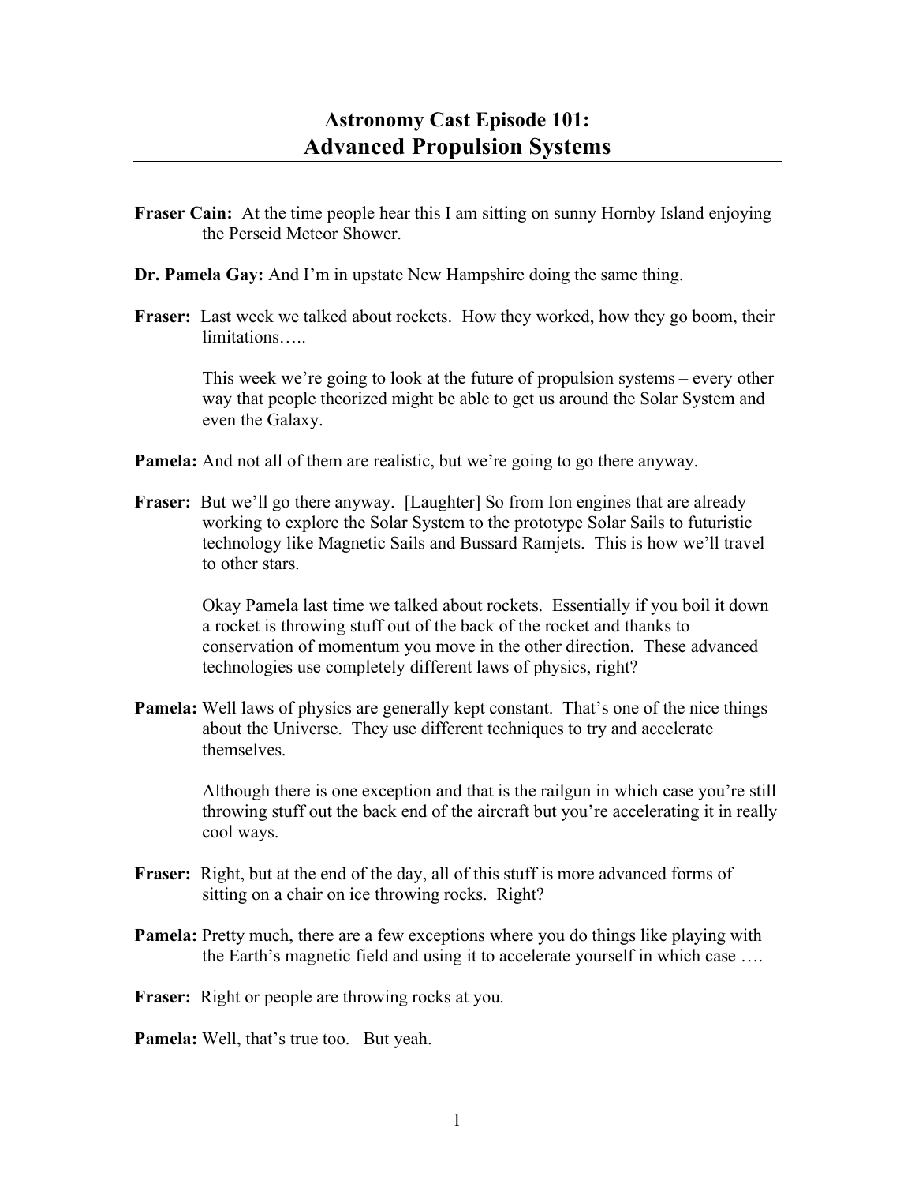# Astronomy Cast Episode 101:
## Advanced Propulsion Systems

**Fraser Cain:** At the time people hear this I am sitting on sunny Hornby Island enjoying the Perseid Meteor Shower.

**Dr. Pamela Gay:** And I'm in upstate New Hampshire doing the same thing.

**Fraser:** Last week we talked about rockets. How they worked, how they go boom, their limitations…..

This week we're going to look at the future of propulsion systems – every other way that people theorized might be able to get us around the Solar System and even the Galaxy.

**Pamela:** And not all of them are realistic, but we're going to go there anyway.

**Fraser:** But we'll go there anyway. [Laughter] So from Ion engines that are already working to explore the Solar System to the prototype Solar Sails to futuristic technology like Magnetic Sails and Bussard Ramjets. This is how we'll travel to other stars.

Okay Pamela last time we talked about rockets. Essentially if you boil it down a rocket is throwing stuff out of the back of the rocket and thanks to conservation of momentum you move in the other direction. These advanced technologies use completely different laws of physics, right?

**Pamela:** Well laws of physics are generally kept constant. That's one of the nice things about the Universe. They use different techniques to try and accelerate themselves.

Although there is one exception and that is the railgun in which case you're still throwing stuff out the back end of the aircraft but you're accelerating it in really cool ways.

**Fraser:** Right, but at the end of the day, all of this stuff is more advanced forms of sitting on a chair on ice throwing rocks. Right?

**Pamela:** Pretty much, there are a few exceptions where you do things like playing with the Earth's magnetic field and using it to accelerate yourself in which case ….

**Fraser:** Right or people are throwing rocks at you.

**Pamela:** Well, that's true too. But yeah.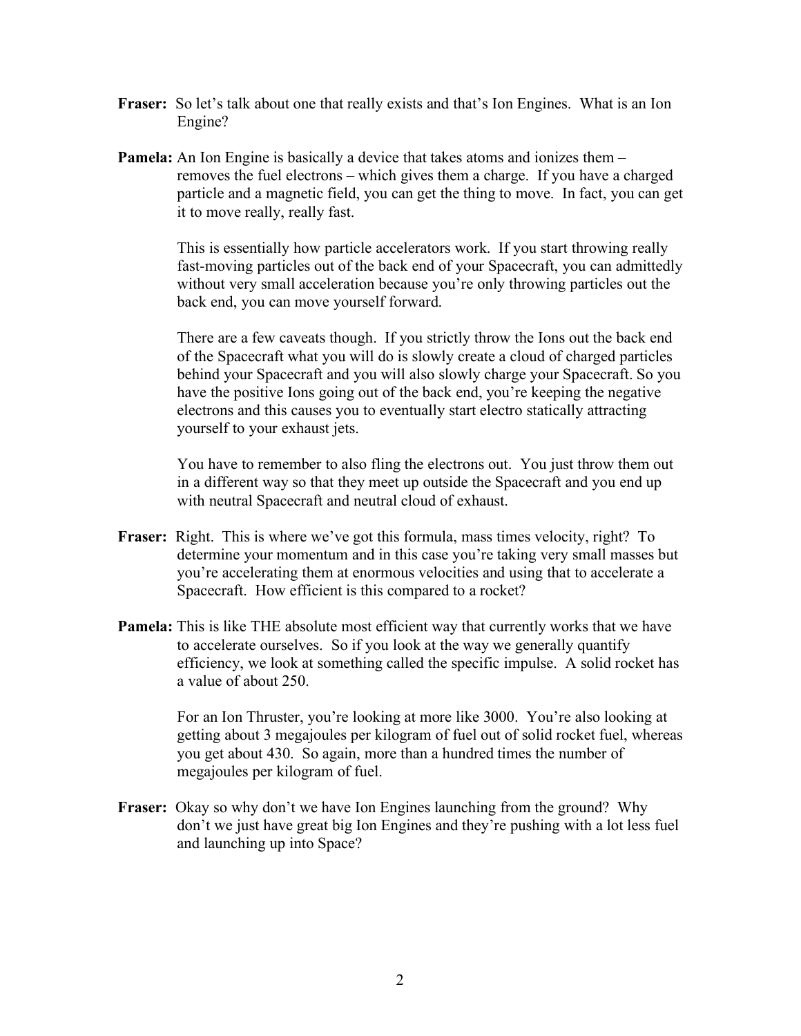**Fraser:** So let's talk about one that really exists and that's Ion Engines. What is an Ion Engine?

**Pamela:** An Ion Engine is basically a device that takes atoms and ionizes them – removes the fuel electrons – which gives them a charge. If you have a charged particle and a magnetic field, you can get the thing to move. In fact, you can get it to move really, really fast.

This is essentially how particle accelerators work. If you start throwing really fast-moving particles out of the back end of your Spacecraft, you can admittedly without very small acceleration because you're only throwing particles out the back end, you can move yourself forward.

There are a few caveats though. If you strictly throw the Ions out the back end of the Spacecraft what you will do is slowly create a cloud of charged particles behind your Spacecraft and you will also slowly charge your Spacecraft. So you have the positive Ions going out of the back end, you're keeping the negative electrons and this causes you to eventually start electro statically attracting yourself to your exhaust jets.

You have to remember to also fling the electrons out. You just throw them out in a different way so that they meet up outside the Spacecraft and you end up with neutral Spacecraft and neutral cloud of exhaust.

**Fraser:** Right. This is where we've got this formula, mass times velocity, right? To determine your momentum and in this case you're taking very small masses but you're accelerating them at enormous velocities and using that to accelerate a Spacecraft. How efficient is this compared to a rocket?

**Pamela:** This is like THE absolute most efficient way that currently works that we have to accelerate ourselves. So if you look at the way we generally quantify efficiency, we look at something called the specific impulse. A solid rocket has a value of about 250.

For an Ion Thruster, you're looking at more like 3000. You're also looking at getting about 3 megajoules per kilogram of fuel out of solid rocket fuel, whereas you get about 430. So again, more than a hundred times the number of megajoules per kilogram of fuel.

**Fraser:** Okay so why don't we have Ion Engines launching from the ground? Why don't we just have great big Ion Engines and they're pushing with a lot less fuel and launching up into Space?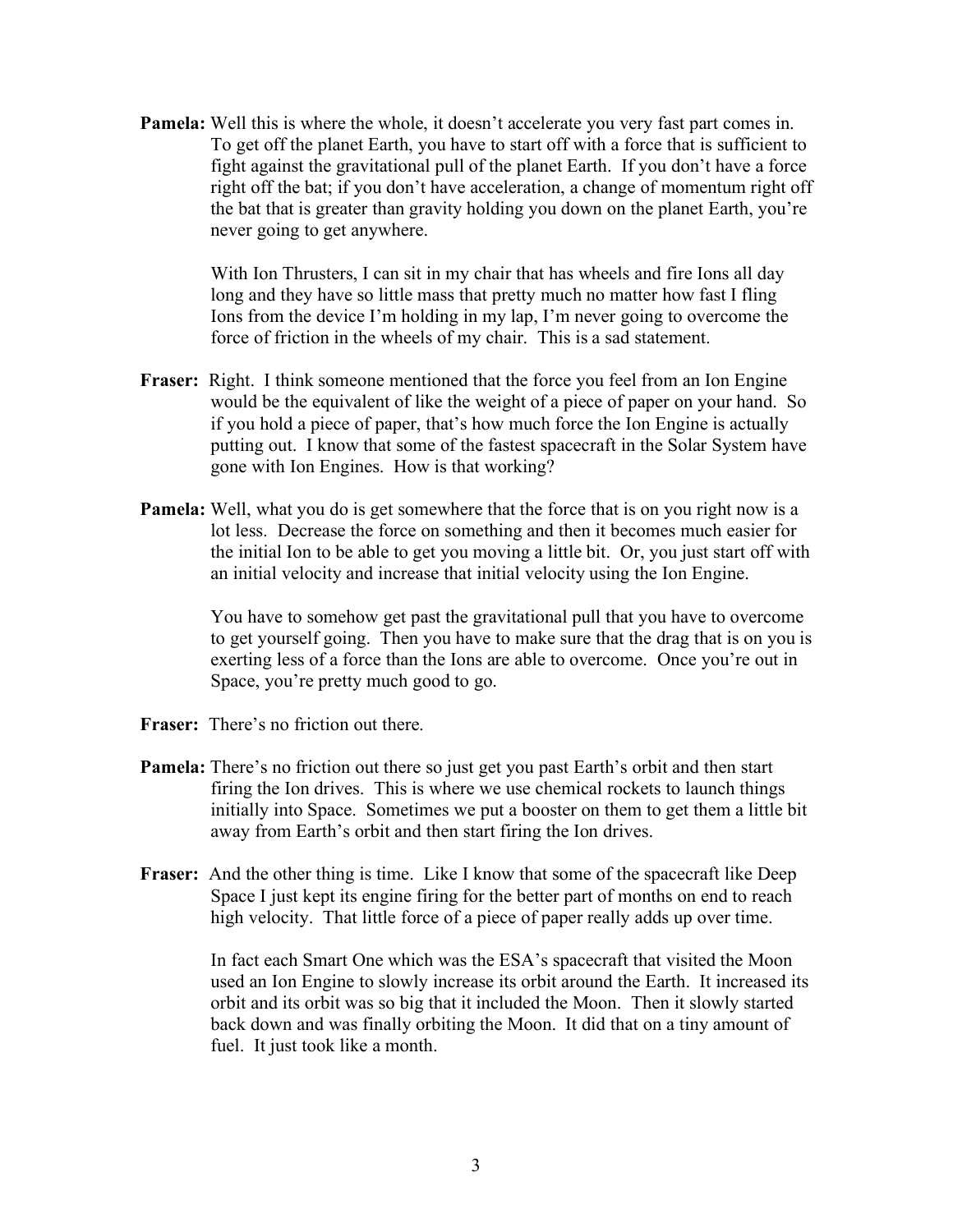**Pamela:** Well this is where the whole, it doesn't accelerate you very fast part comes in. To get off the planet Earth, you have to start off with a force that is sufficient to fight against the gravitational pull of the planet Earth. If you don't have a force right off the bat; if you don't have acceleration, a change of momentum right off the bat that is greater than gravity holding you down on the planet Earth, you're never going to get anywhere.

With Ion Thrusters, I can sit in my chair that has wheels and fire Ions all day long and they have so little mass that pretty much no matter how fast I fling Ions from the device I'm holding in my lap, I'm never going to overcome the force of friction in the wheels of my chair. This is a sad statement.

**Fraser:** Right. I think someone mentioned that the force you feel from an Ion Engine would be the equivalent of like the weight of a piece of paper on your hand. So if you hold a piece of paper, that's how much force the Ion Engine is actually putting out. I know that some of the fastest spacecraft in the Solar System have gone with Ion Engines. How is that working?

**Pamela:** Well, what you do is get somewhere that the force that is on you right now is a lot less. Decrease the force on something and then it becomes much easier for the initial Ion to be able to get you moving a little bit. Or, you just start off with an initial velocity and increase that initial velocity using the Ion Engine.

You have to somehow get past the gravitational pull that you have to overcome to get yourself going. Then you have to make sure that the drag that is on you is exerting less of a force than the Ions are able to overcome. Once you're out in Space, you're pretty much good to go.

**Fraser:** There's no friction out there.

**Pamela:** There's no friction out there so just get you past Earth's orbit and then start firing the Ion drives. This is where we use chemical rockets to launch things initially into Space. Sometimes we put a booster on them to get them a little bit away from Earth's orbit and then start firing the Ion drives.

**Fraser:** And the other thing is time. Like I know that some of the spacecraft like Deep Space I just kept its engine firing for the better part of months on end to reach high velocity. That little force of a piece of paper really adds up over time.

In fact each Smart One which was the ESA's spacecraft that visited the Moon used an Ion Engine to slowly increase its orbit around the Earth. It increased its orbit and its orbit was so big that it included the Moon. Then it slowly started back down and was finally orbiting the Moon. It did that on a tiny amount of fuel. It just took like a month.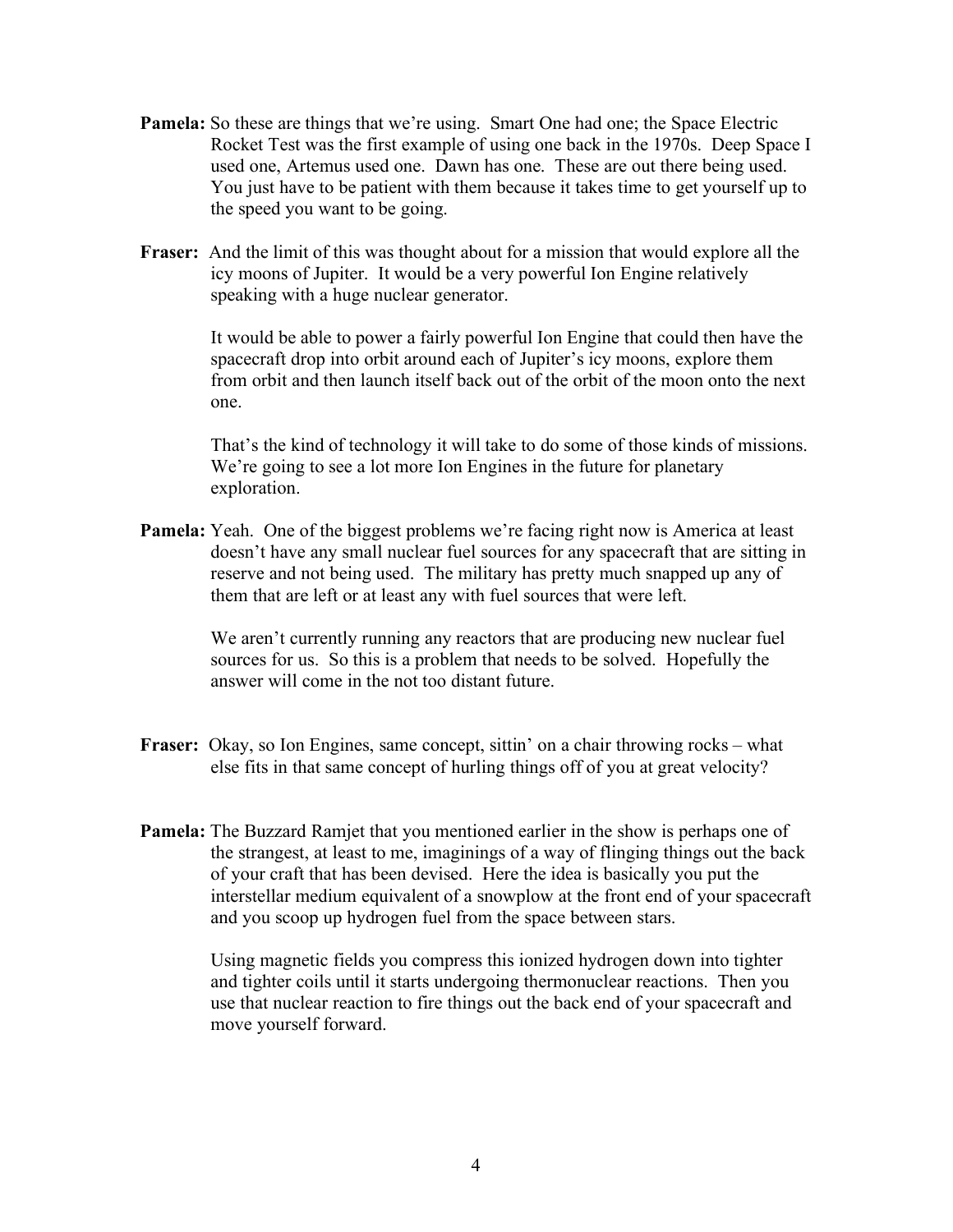**Pamela:** So these are things that we're using. Smart One had one; the Space Electric Rocket Test was the first example of using one back in the 1970s. Deep Space I used one, Artemus used one. Dawn has one. These are out there being used. You just have to be patient with them because it takes time to get yourself up to the speed you want to be going.

**Fraser:** And the limit of this was thought about for a mission that would explore all the icy moons of Jupiter. It would be a very powerful Ion Engine relatively speaking with a huge nuclear generator.

It would be able to power a fairly powerful Ion Engine that could then have the spacecraft drop into orbit around each of Jupiter's icy moons, explore them from orbit and then launch itself back out of the orbit of the moon onto the next one.

That's the kind of technology it will take to do some of those kinds of missions. We're going to see a lot more Ion Engines in the future for planetary exploration.

**Pamela:** Yeah. One of the biggest problems we're facing right now is America at least doesn't have any small nuclear fuel sources for any spacecraft that are sitting in reserve and not being used. The military has pretty much snapped up any of them that are left or at least any with fuel sources that were left.

We aren't currently running any reactors that are producing new nuclear fuel sources for us. So this is a problem that needs to be solved. Hopefully the answer will come in the not too distant future.

**Fraser:** Okay, so Ion Engines, same concept, sittin' on a chair throwing rocks – what else fits in that same concept of hurling things off of you at great velocity?

**Pamela:** The Buzzard Ramjet that you mentioned earlier in the show is perhaps one of the strangest, at least to me, imaginings of a way of flinging things out the back of your craft that has been devised. Here the idea is basically you put the interstellar medium equivalent of a snowplow at the front end of your spacecraft and you scoop up hydrogen fuel from the space between stars.

Using magnetic fields you compress this ionized hydrogen down into tighter and tighter coils until it starts undergoing thermonuclear reactions. Then you use that nuclear reaction to fire things out the back end of your spacecraft and move yourself forward.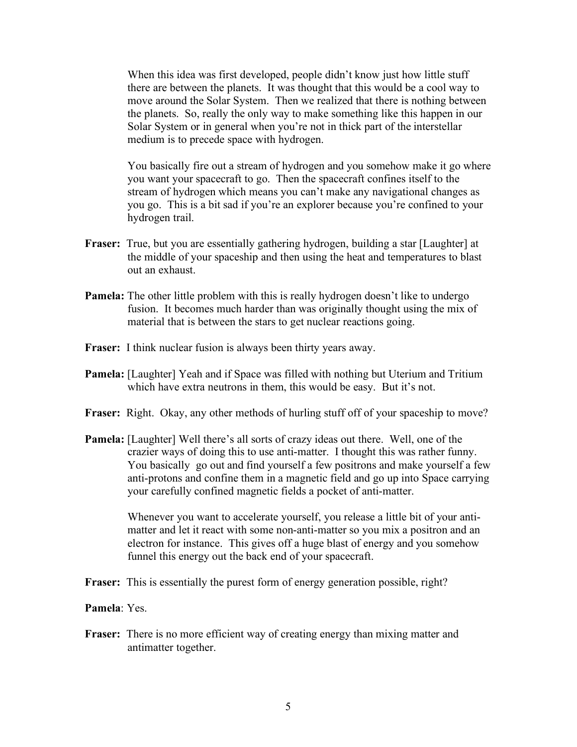When this idea was first developed, people didn't know just how little stuff there are between the planets. It was thought that this would be a cool way to move around the Solar System. Then we realized that there is nothing between the planets. So, really the only way to make something like this happen in our Solar System or in general when you're not in thick part of the interstellar medium is to precede space with hydrogen.

You basically fire out a stream of hydrogen and you somehow make it go where you want your spacecraft to go. Then the spacecraft confines itself to the stream of hydrogen which means you can't make any navigational changes as you go. This is a bit sad if you're an explorer because you're confined to your hydrogen trail.

**Fraser:** True, but you are essentially gathering hydrogen, building a star [Laughter] at the middle of your spaceship and then using the heat and temperatures to blast out an exhaust.

**Pamela:** The other little problem with this is really hydrogen doesn't like to undergo fusion. It becomes much harder than was originally thought using the mix of material that is between the stars to get nuclear reactions going.

**Fraser:** I think nuclear fusion is always been thirty years away.

**Pamela:** [Laughter] Yeah and if Space was filled with nothing but Uterium and Tritium which have extra neutrons in them, this would be easy. But it's not.

**Fraser:** Right. Okay, any other methods of hurling stuff off of your spaceship to move?

**Pamela:** [Laughter] Well there's all sorts of crazy ideas out there. Well, one of the crazier ways of doing this to use anti-matter. I thought this was rather funny. You basically go out and find yourself a few positrons and make yourself a few anti-protons and confine them in a magnetic field and go up into Space carrying your carefully confined magnetic fields a pocket of anti-matter.

Whenever you want to accelerate yourself, you release a little bit of your anti-matter and let it react with some non-anti-matter so you mix a positron and an electron for instance. This gives off a huge blast of energy and you somehow funnel this energy out the back end of your spacecraft.

**Fraser:** This is essentially the purest form of energy generation possible, right?

**Pamela**: Yes.

**Fraser:** There is no more efficient way of creating energy than mixing matter and antimatter together.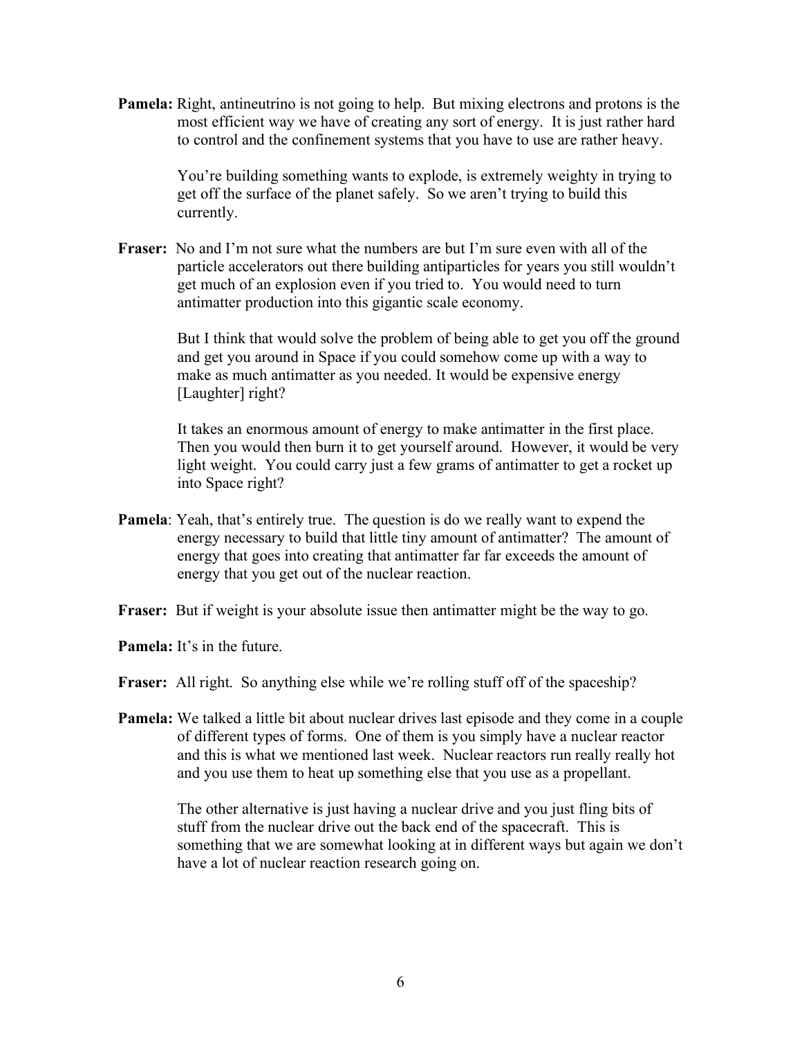**Pamela:** Right, antineutrino is not going to help. But mixing electrons and protons is the most efficient way we have of creating any sort of energy. It is just rather hard to control and the confinement systems that you have to use are rather heavy.

You're building something wants to explode, is extremely weighty in trying to get off the surface of the planet safely. So we aren't trying to build this currently.

**Fraser:** No and I'm not sure what the numbers are but I'm sure even with all of the particle accelerators out there building antiparticles for years you still wouldn't get much of an explosion even if you tried to. You would need to turn antimatter production into this gigantic scale economy.

But I think that would solve the problem of being able to get you off the ground and get you around in Space if you could somehow come up with a way to make as much antimatter as you needed. It would be expensive energy [Laughter] right?

It takes an enormous amount of energy to make antimatter in the first place. Then you would then burn it to get yourself around. However, it would be very light weight. You could carry just a few grams of antimatter to get a rocket up into Space right?

**Pamela**: Yeah, that's entirely true. The question is do we really want to expend the energy necessary to build that little tiny amount of antimatter? The amount of energy that goes into creating that antimatter far far exceeds the amount of energy that you get out of the nuclear reaction.

**Fraser:** But if weight is your absolute issue then antimatter might be the way to go.

**Pamela:** It's in the future.

**Fraser:** All right. So anything else while we're rolling stuff off of the spaceship?

**Pamela:** We talked a little bit about nuclear drives last episode and they come in a couple of different types of forms. One of them is you simply have a nuclear reactor and this is what we mentioned last week. Nuclear reactors run really really hot and you use them to heat up something else that you use as a propellant.

The other alternative is just having a nuclear drive and you just fling bits of stuff from the nuclear drive out the back end of the spacecraft. This is something that we are somewhat looking at in different ways but again we don't have a lot of nuclear reaction research going on.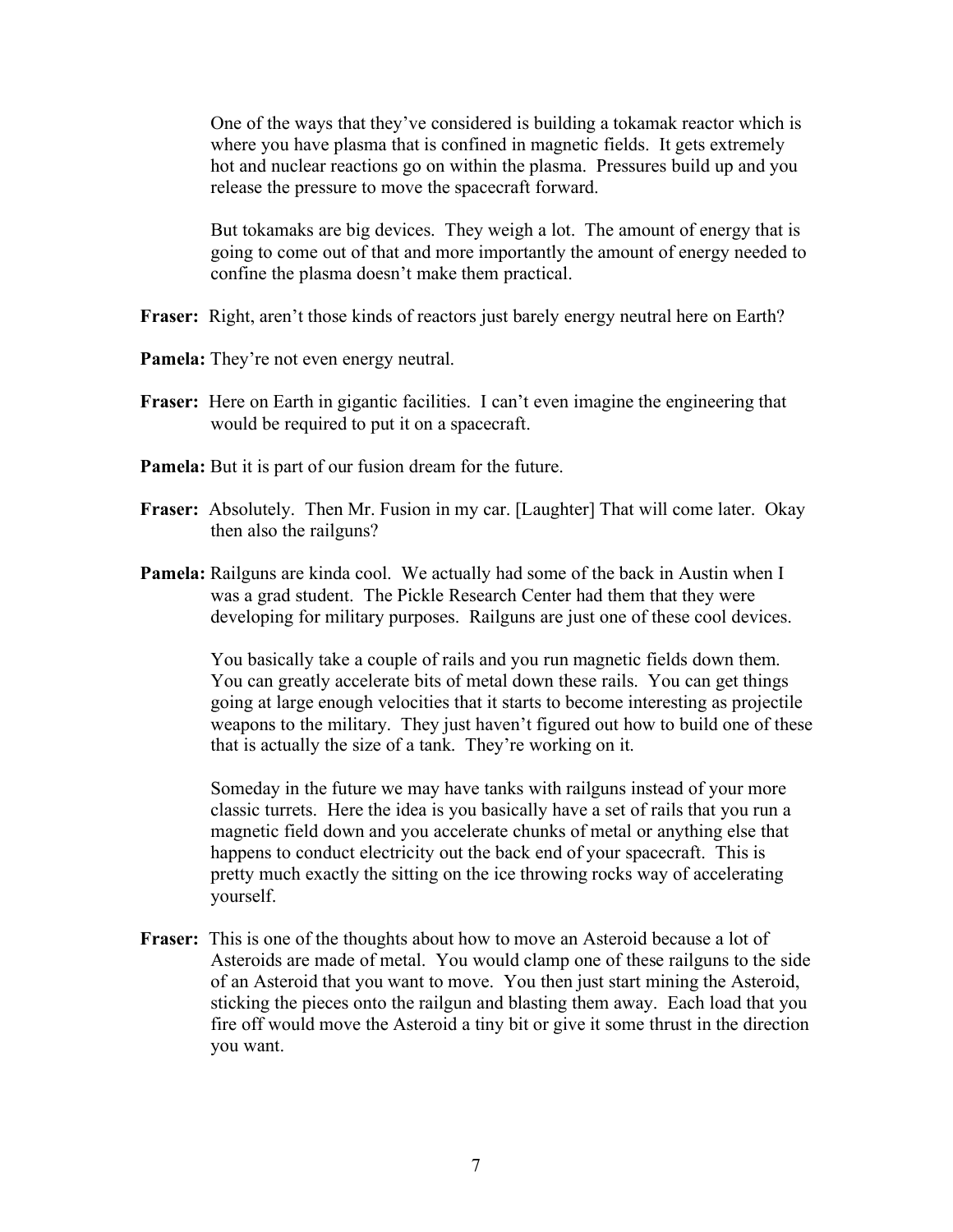One of the ways that they've considered is building a tokamak reactor which is where you have plasma that is confined in magnetic fields. It gets extremely hot and nuclear reactions go on within the plasma. Pressures build up and you release the pressure to move the spacecraft forward.

But tokamaks are big devices. They weigh a lot. The amount of energy that is going to come out of that and more importantly the amount of energy needed to confine the plasma doesn't make them practical.

**Fraser:** Right, aren't those kinds of reactors just barely energy neutral here on Earth?

**Pamela:** They're not even energy neutral.

**Fraser:** Here on Earth in gigantic facilities. I can't even imagine the engineering that would be required to put it on a spacecraft.

**Pamela:** But it is part of our fusion dream for the future.

**Fraser:** Absolutely. Then Mr. Fusion in my car. [Laughter] That will come later. Okay then also the railguns?

**Pamela:** Railguns are kinda cool. We actually had some of the back in Austin when I was a grad student. The Pickle Research Center had them that they were developing for military purposes. Railguns are just one of these cool devices.

You basically take a couple of rails and you run magnetic fields down them. You can greatly accelerate bits of metal down these rails. You can get things going at large enough velocities that it starts to become interesting as projectile weapons to the military. They just haven't figured out how to build one of these that is actually the size of a tank. They're working on it.

Someday in the future we may have tanks with railguns instead of your more classic turrets. Here the idea is you basically have a set of rails that you run a magnetic field down and you accelerate chunks of metal or anything else that happens to conduct electricity out the back end of your spacecraft. This is pretty much exactly the sitting on the ice throwing rocks way of accelerating yourself.

**Fraser:** This is one of the thoughts about how to move an Asteroid because a lot of Asteroids are made of metal. You would clamp one of these railguns to the side of an Asteroid that you want to move. You then just start mining the Asteroid, sticking the pieces onto the railgun and blasting them away. Each load that you fire off would move the Asteroid a tiny bit or give it some thrust in the direction you want.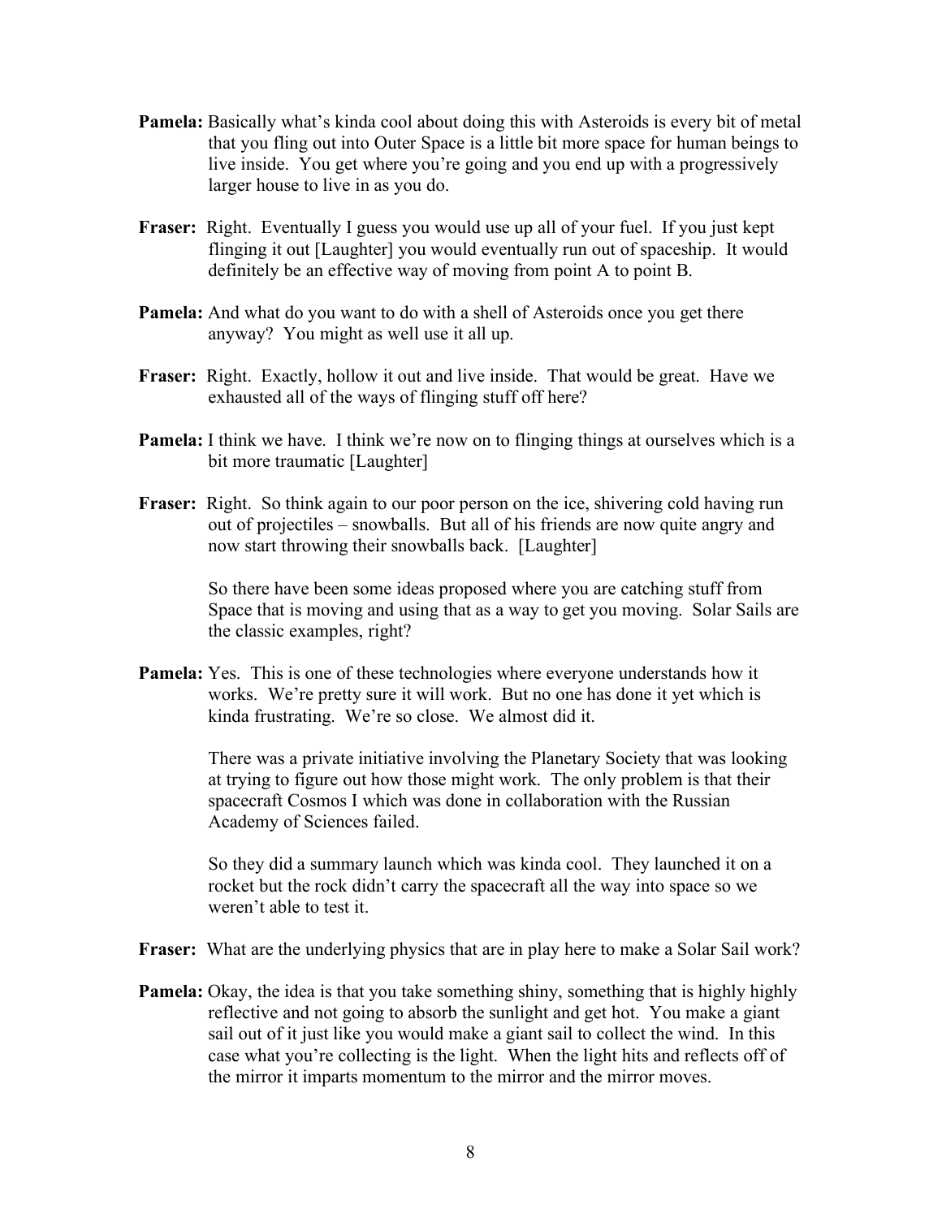**Pamela:** Basically what's kinda cool about doing this with Asteroids is every bit of metal that you fling out into Outer Space is a little bit more space for human beings to live inside. You get where you're going and you end up with a progressively larger house to live in as you do.

**Fraser:** Right. Eventually I guess you would use up all of your fuel. If you just kept flinging it out [Laughter] you would eventually run out of spaceship. It would definitely be an effective way of moving from point A to point B.

**Pamela:** And what do you want to do with a shell of Asteroids once you get there anyway? You might as well use it all up.

**Fraser:** Right. Exactly, hollow it out and live inside. That would be great. Have we exhausted all of the ways of flinging stuff off here?

**Pamela:** I think we have. I think we're now on to flinging things at ourselves which is a bit more traumatic [Laughter]

**Fraser:** Right. So think again to our poor person on the ice, shivering cold having run out of projectiles – snowballs. But all of his friends are now quite angry and now start throwing their snowballs back. [Laughter]

So there have been some ideas proposed where you are catching stuff from Space that is moving and using that as a way to get you moving. Solar Sails are the classic examples, right?

**Pamela:** Yes. This is one of these technologies where everyone understands how it works. We're pretty sure it will work. But no one has done it yet which is kinda frustrating. We're so close. We almost did it.

There was a private initiative involving the Planetary Society that was looking at trying to figure out how those might work. The only problem is that their spacecraft Cosmos I which was done in collaboration with the Russian Academy of Sciences failed.

So they did a summary launch which was kinda cool. They launched it on a rocket but the rock didn't carry the spacecraft all the way into space so we weren't able to test it.

**Fraser:** What are the underlying physics that are in play here to make a Solar Sail work?

**Pamela:** Okay, the idea is that you take something shiny, something that is highly highly reflective and not going to absorb the sunlight and get hot. You make a giant sail out of it just like you would make a giant sail to collect the wind. In this case what you're collecting is the light. When the light hits and reflects off of the mirror it imparts momentum to the mirror and the mirror moves.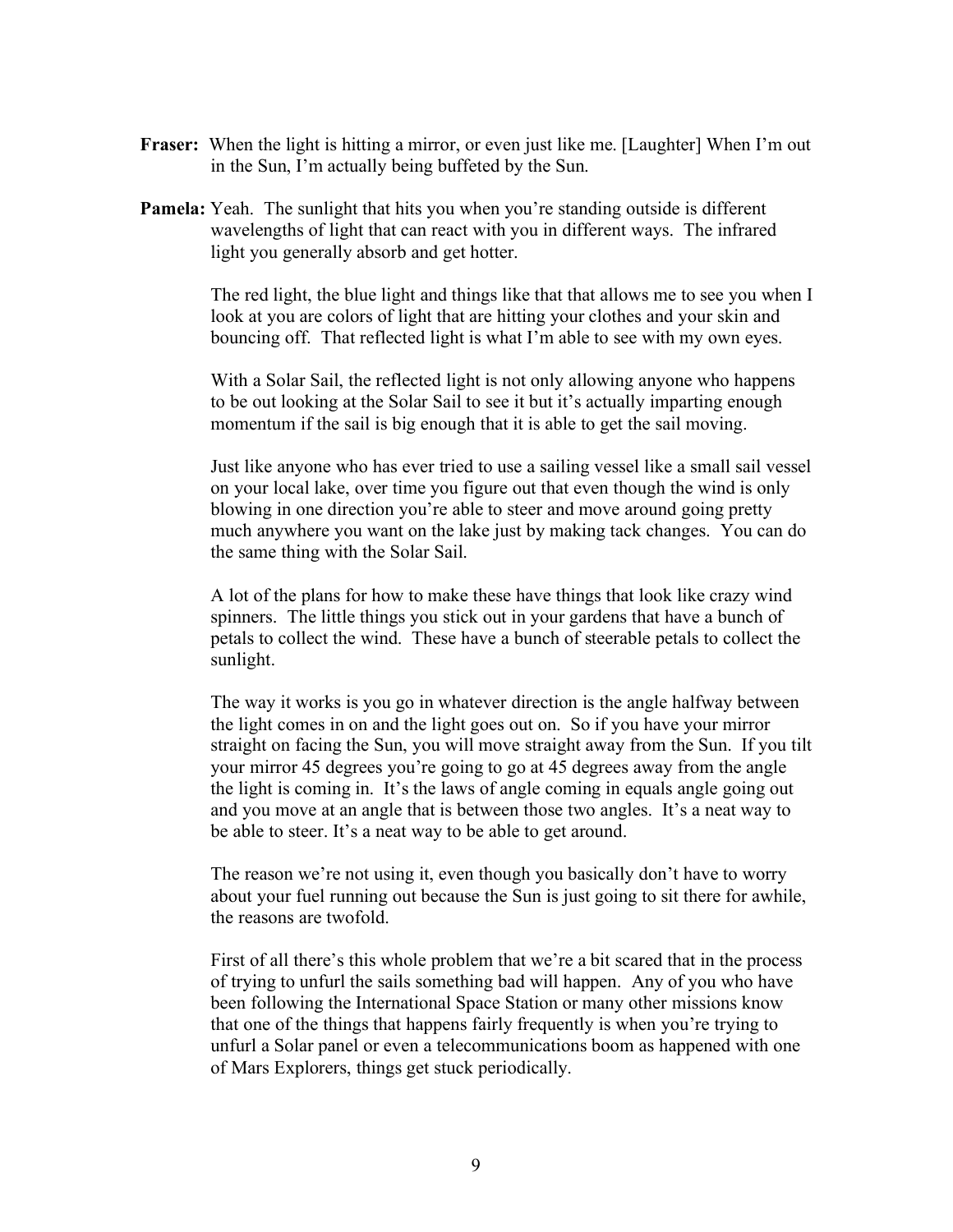**Fraser:** When the light is hitting a mirror, or even just like me. [Laughter] When I'm out in the Sun, I'm actually being buffeted by the Sun.

**Pamela:** Yeah. The sunlight that hits you when you're standing outside is different wavelengths of light that can react with you in different ways. The infrared light you generally absorb and get hotter.

The red light, the blue light and things like that that allows me to see you when I look at you are colors of light that are hitting your clothes and your skin and bouncing off. That reflected light is what I'm able to see with my own eyes.

With a Solar Sail, the reflected light is not only allowing anyone who happens to be out looking at the Solar Sail to see it but it's actually imparting enough momentum if the sail is big enough that it is able to get the sail moving.

Just like anyone who has ever tried to use a sailing vessel like a small sail vessel on your local lake, over time you figure out that even though the wind is only blowing in one direction you're able to steer and move around going pretty much anywhere you want on the lake just by making tack changes. You can do the same thing with the Solar Sail.

A lot of the plans for how to make these have things that look like crazy wind spinners. The little things you stick out in your gardens that have a bunch of petals to collect the wind. These have a bunch of steerable petals to collect the sunlight.

The way it works is you go in whatever direction is the angle halfway between the light comes in on and the light goes out on. So if you have your mirror straight on facing the Sun, you will move straight away from the Sun. If you tilt your mirror 45 degrees you're going to go at 45 degrees away from the angle the light is coming in. It's the laws of angle coming in equals angle going out and you move at an angle that is between those two angles. It's a neat way to be able to steer. It's a neat way to be able to get around.

The reason we're not using it, even though you basically don't have to worry about your fuel running out because the Sun is just going to sit there for awhile, the reasons are twofold.

First of all there's this whole problem that we're a bit scared that in the process of trying to unfurl the sails something bad will happen. Any of you who have been following the International Space Station or many other missions know that one of the things that happens fairly frequently is when you're trying to unfurl a Solar panel or even a telecommunications boom as happened with one of Mars Explorers, things get stuck periodically.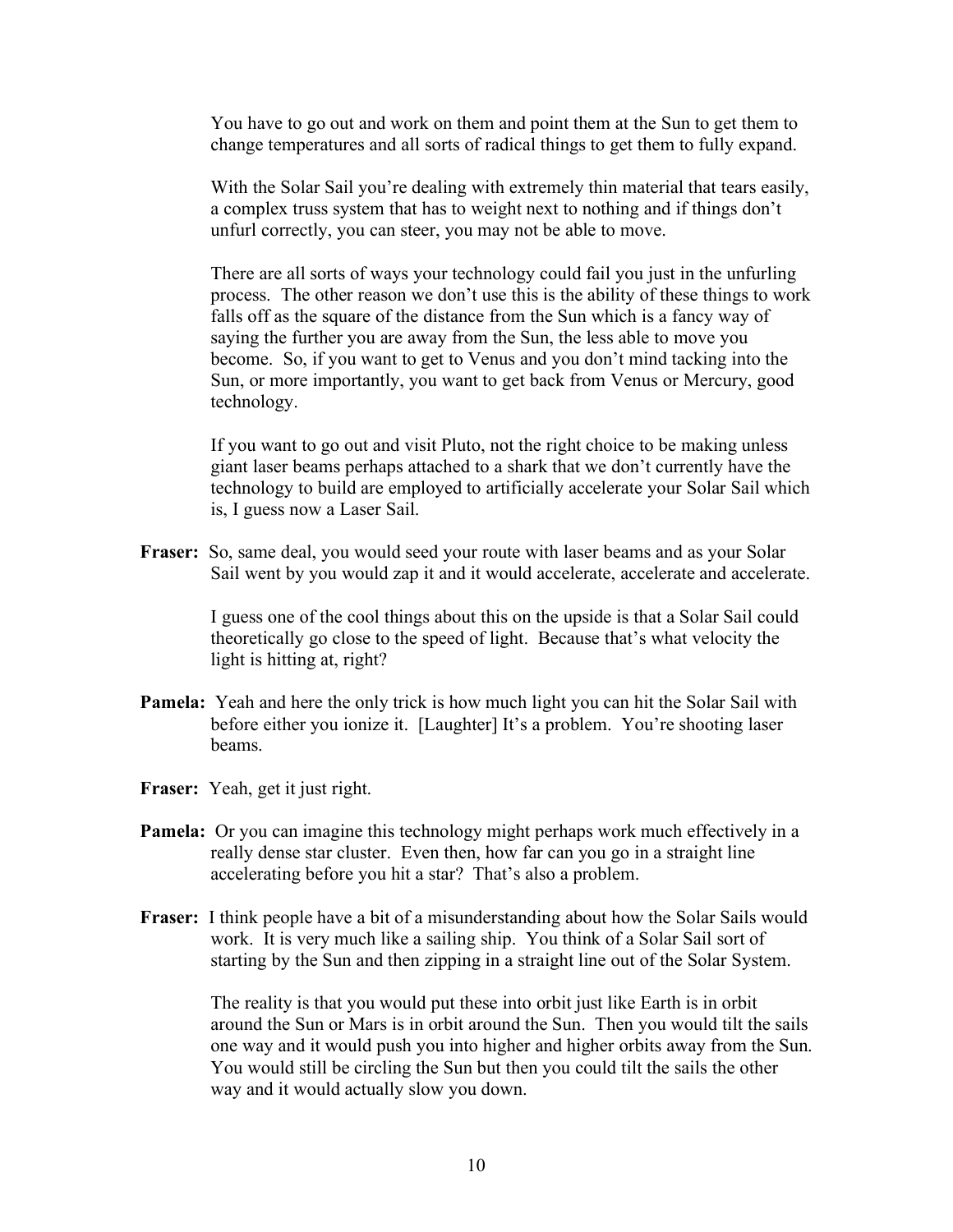You have to go out and work on them and point them at the Sun to get them to change temperatures and all sorts of radical things to get them to fully expand.

With the Solar Sail you're dealing with extremely thin material that tears easily, a complex truss system that has to weight next to nothing and if things don't unfurl correctly, you can steer, you may not be able to move.

There are all sorts of ways your technology could fail you just in the unfurling process. The other reason we don't use this is the ability of these things to work falls off as the square of the distance from the Sun which is a fancy way of saying the further you are away from the Sun, the less able to move you become. So, if you want to get to Venus and you don't mind tacking into the Sun, or more importantly, you want to get back from Venus or Mercury, good technology.

If you want to go out and visit Pluto, not the right choice to be making unless giant laser beams perhaps attached to a shark that we don't currently have the technology to build are employed to artificially accelerate your Solar Sail which is, I guess now a Laser Sail.

**Fraser:** So, same deal, you would seed your route with laser beams and as your Solar Sail went by you would zap it and it would accelerate, accelerate and accelerate.

I guess one of the cool things about this on the upside is that a Solar Sail could theoretically go close to the speed of light. Because that's what velocity the light is hitting at, right?

**Pamela:** Yeah and here the only trick is how much light you can hit the Solar Sail with before either you ionize it. [Laughter] It's a problem. You're shooting laser beams.

**Fraser:** Yeah, get it just right.

**Pamela:** Or you can imagine this technology might perhaps work much effectively in a really dense star cluster. Even then, how far can you go in a straight line accelerating before you hit a star? That's also a problem.

**Fraser:** I think people have a bit of a misunderstanding about how the Solar Sails would work. It is very much like a sailing ship. You think of a Solar Sail sort of starting by the Sun and then zipping in a straight line out of the Solar System.

The reality is that you would put these into orbit just like Earth is in orbit around the Sun or Mars is in orbit around the Sun. Then you would tilt the sails one way and it would push you into higher and higher orbits away from the Sun. You would still be circling the Sun but then you could tilt the sails the other way and it would actually slow you down.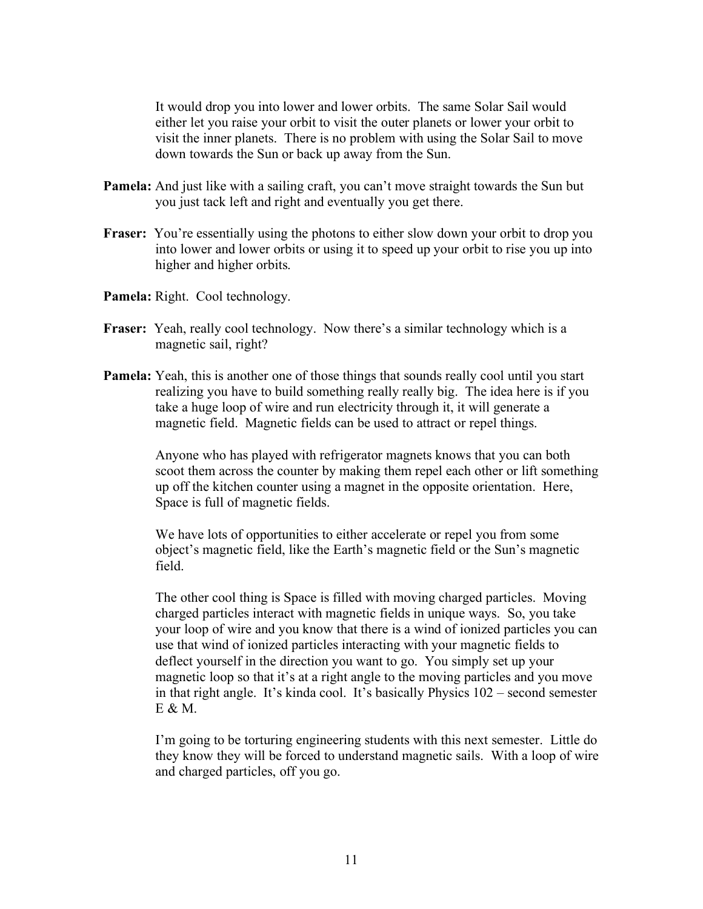It would drop you into lower and lower orbits. The same Solar Sail would either let you raise your orbit to visit the outer planets or lower your orbit to visit the inner planets. There is no problem with using the Solar Sail to move down towards the Sun or back up away from the Sun.

**Pamela:** And just like with a sailing craft, you can't move straight towards the Sun but you just tack left and right and eventually you get there.

**Fraser:** You're essentially using the photons to either slow down your orbit to drop you into lower and lower orbits or using it to speed up your orbit to rise you up into higher and higher orbits.

**Pamela:** Right. Cool technology.

**Fraser:** Yeah, really cool technology. Now there's a similar technology which is a magnetic sail, right?

**Pamela:** Yeah, this is another one of those things that sounds really cool until you start realizing you have to build something really really big. The idea here is if you take a huge loop of wire and run electricity through it, it will generate a magnetic field. Magnetic fields can be used to attract or repel things.

Anyone who has played with refrigerator magnets knows that you can both scoot them across the counter by making them repel each other or lift something up off the kitchen counter using a magnet in the opposite orientation. Here, Space is full of magnetic fields.

We have lots of opportunities to either accelerate or repel you from some object's magnetic field, like the Earth's magnetic field or the Sun's magnetic field.

The other cool thing is Space is filled with moving charged particles. Moving charged particles interact with magnetic fields in unique ways. So, you take your loop of wire and you know that there is a wind of ionized particles you can use that wind of ionized particles interacting with your magnetic fields to deflect yourself in the direction you want to go. You simply set up your magnetic loop so that it's at a right angle to the moving particles and you move in that right angle. It's kinda cool. It's basically Physics 102 – second semester E & M.

I'm going to be torturing engineering students with this next semester. Little do they know they will be forced to understand magnetic sails. With a loop of wire and charged particles, off you go.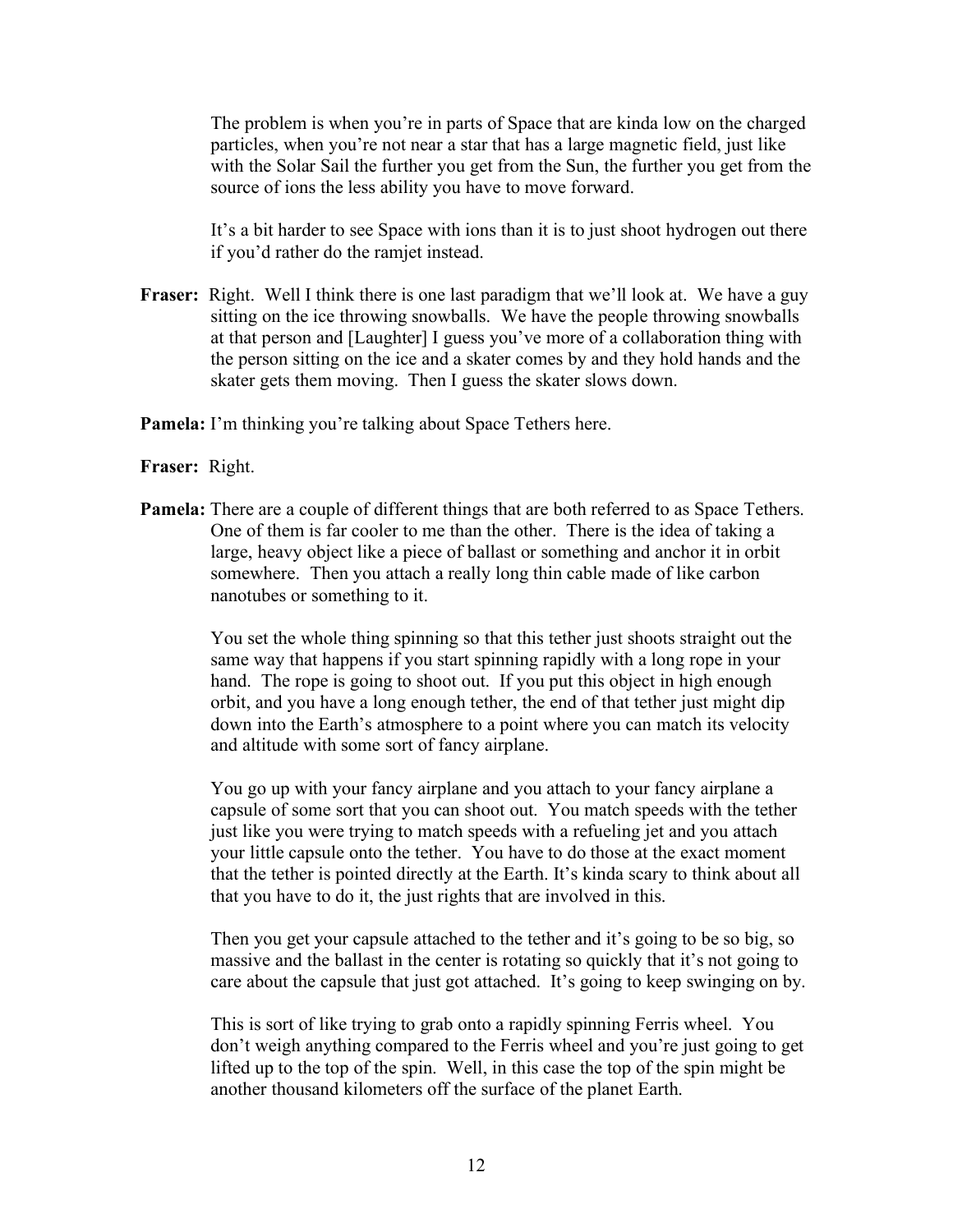The problem is when you're in parts of Space that are kinda low on the charged particles, when you're not near a star that has a large magnetic field, just like with the Solar Sail the further you get from the Sun, the further you get from the source of ions the less ability you have to move forward.

It's a bit harder to see Space with ions than it is to just shoot hydrogen out there if you'd rather do the ramjet instead.

**Fraser:** Right. Well I think there is one last paradigm that we'll look at. We have a guy sitting on the ice throwing snowballs. We have the people throwing snowballs at that person and [Laughter] I guess you've more of a collaboration thing with the person sitting on the ice and a skater comes by and they hold hands and the skater gets them moving. Then I guess the skater slows down.

**Pamela:** I'm thinking you're talking about Space Tethers here.

**Fraser:** Right.

**Pamela:** There are a couple of different things that are both referred to as Space Tethers. One of them is far cooler to me than the other. There is the idea of taking a large, heavy object like a piece of ballast or something and anchor it in orbit somewhere. Then you attach a really long thin cable made of like carbon nanotubes or something to it.

You set the whole thing spinning so that this tether just shoots straight out the same way that happens if you start spinning rapidly with a long rope in your hand. The rope is going to shoot out. If you put this object in high enough orbit, and you have a long enough tether, the end of that tether just might dip down into the Earth's atmosphere to a point where you can match its velocity and altitude with some sort of fancy airplane.

You go up with your fancy airplane and you attach to your fancy airplane a capsule of some sort that you can shoot out. You match speeds with the tether just like you were trying to match speeds with a refueling jet and you attach your little capsule onto the tether. You have to do those at the exact moment that the tether is pointed directly at the Earth. It's kinda scary to think about all that you have to do it, the just rights that are involved in this.

Then you get your capsule attached to the tether and it's going to be so big, so massive and the ballast in the center is rotating so quickly that it's not going to care about the capsule that just got attached. It's going to keep swinging on by.

This is sort of like trying to grab onto a rapidly spinning Ferris wheel. You don't weigh anything compared to the Ferris wheel and you're just going to get lifted up to the top of the spin. Well, in this case the top of the spin might be another thousand kilometers off the surface of the planet Earth.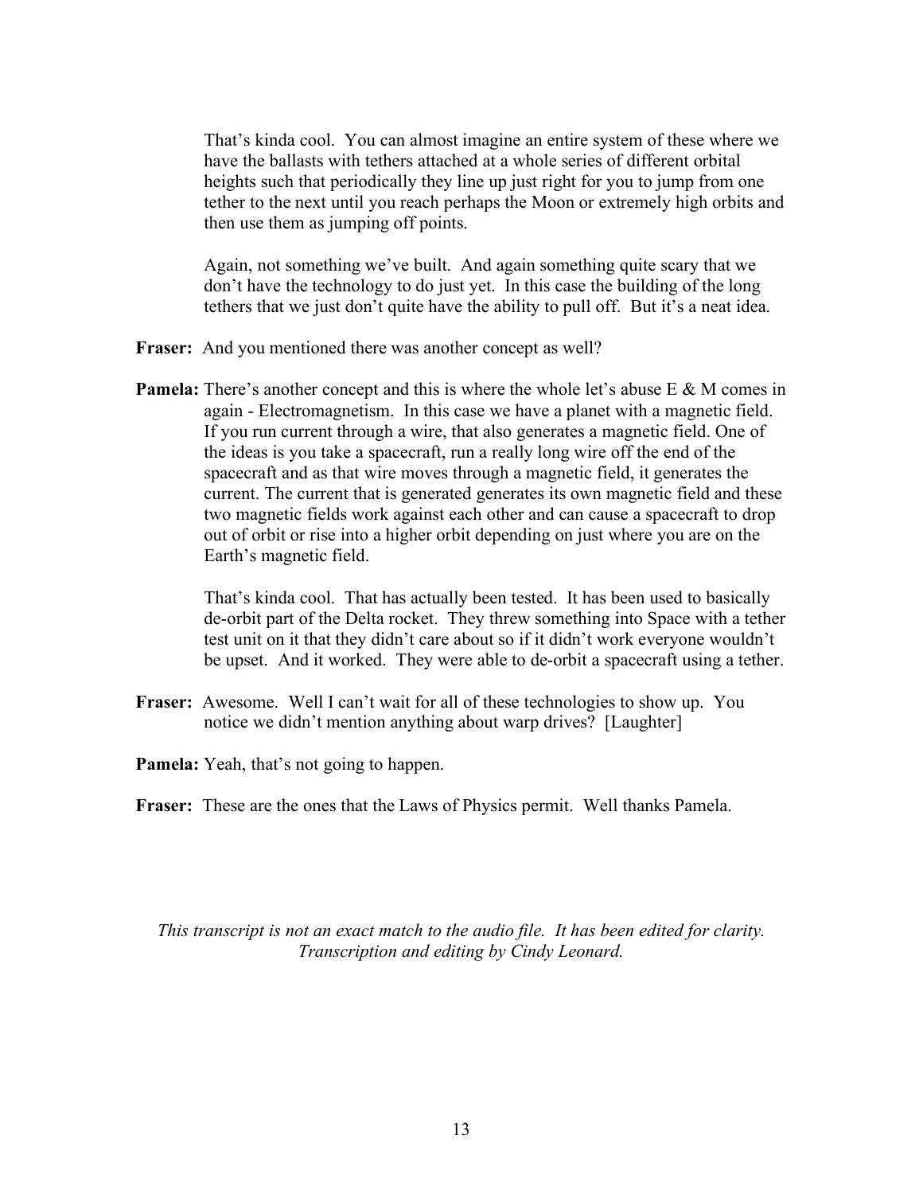That's kinda cool. You can almost imagine an entire system of these where we have the ballasts with tethers attached at a whole series of different orbital heights such that periodically they line up just right for you to jump from one tether to the next until you reach perhaps the Moon or extremely high orbits and then use them as jumping off points.

Again, not something we've built. And again something quite scary that we don't have the technology to do just yet. In this case the building of the long tethers that we just don't quite have the ability to pull off. But it's a neat idea.

**Fraser:** And you mentioned there was another concept as well?

**Pamela:** There's another concept and this is where the whole let's abuse E & M comes in again - Electromagnetism. In this case we have a planet with a magnetic field. If you run current through a wire, that also generates a magnetic field. One of the ideas is you take a spacecraft, run a really long wire off the end of the spacecraft and as that wire moves through a magnetic field, it generates the current. The current that is generated generates its own magnetic field and these two magnetic fields work against each other and can cause a spacecraft to drop out of orbit or rise into a higher orbit depending on just where you are on the Earth's magnetic field.

That's kinda cool. That has actually been tested. It has been used to basically de-orbit part of the Delta rocket. They threw something into Space with a tether test unit on it that they didn't care about so if it didn't work everyone wouldn't be upset. And it worked. They were able to de-orbit a spacecraft using a tether.

**Fraser:** Awesome. Well I can't wait for all of these technologies to show up. You notice we didn't mention anything about warp drives? [Laughter]

**Pamela:** Yeah, that's not going to happen.

**Fraser:** These are the ones that the Laws of Physics permit. Well thanks Pamela.

*This transcript is not an exact match to the audio file. It has been edited for clarity. Transcription and editing by Cindy Leonard.*